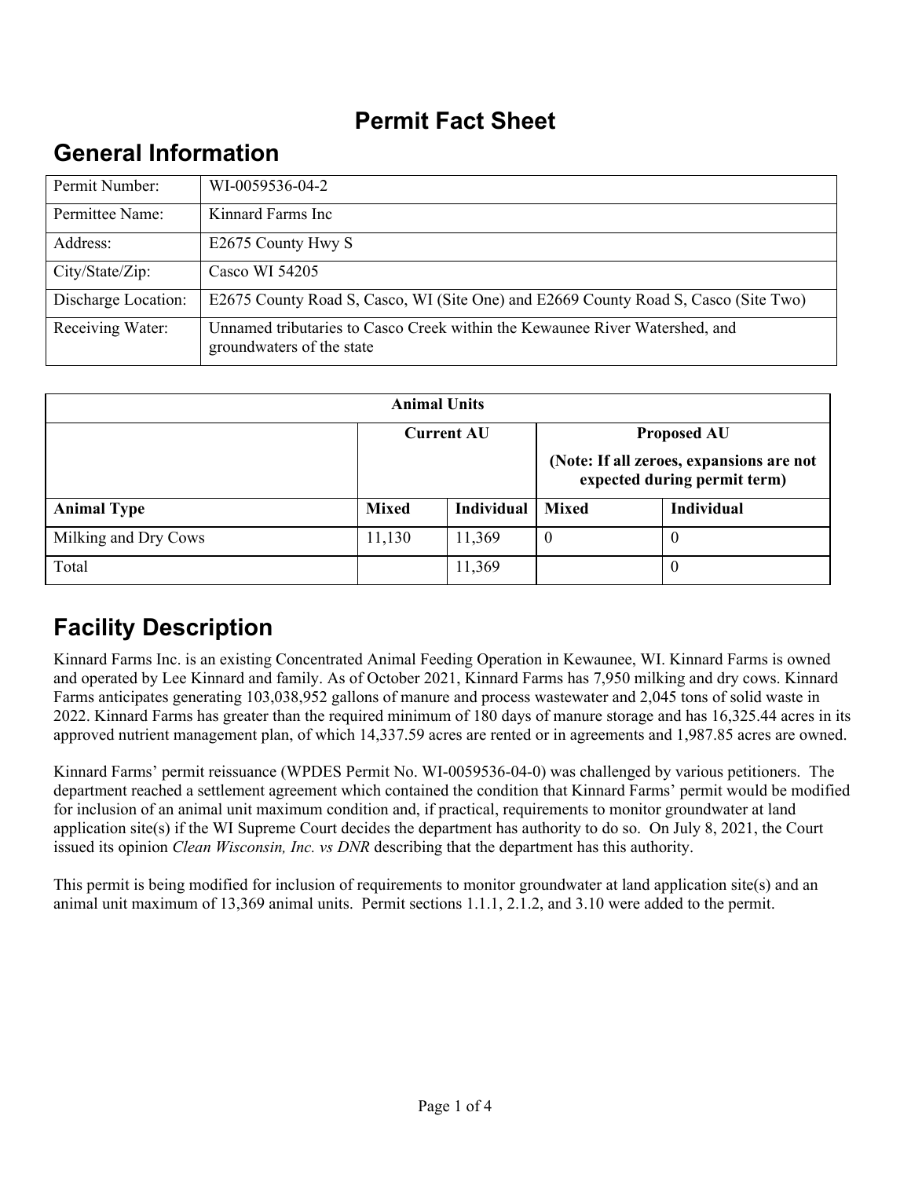# Permit Fact Sheet

## General Information

| | |
|---|---|
| Permit Number: | WI-0059536-04-2 |
| Permittee Name: | Kinnard Farms Inc |
| Address: | E2675 County Hwy S |
| City/State/Zip: | Casco WI 54205 |
| Discharge Location: | E2675 County Road S, Casco, WI (Site One) and E2669 County Road S, Casco (Site Two) |
| Receiving Water: | Unamed tributaries to Casco Creek within the Kewaunee River Watershed, and groundwaters of the state |

| Animal Units | | | | |
|---|---|---|---|---|
| | Current AU | | Proposed AU (Note: If all zeroes, expansions are not expected during permit term) | |
| **Animal Type** | **Mixed** | **Individual** | **Mixed** | **Individual** |
| Milking and Dry Cows | 11,130 | 11,369 | 0 | 0 |
| Total | | 11,369 | | 0 |

## Facility Description

Kinnard Farms Inc. is an existing Concentrated Animal Feeding Operation in Kewaunee, WI. Kinnard Farms is owned and operated by Lee Kinnard and family. As of October 2021, Kinnard Farms has 7,950 milking and dry cows. Kinnard Farms anticipates generating 103,038,952 gallons of manure and process wastewater and 2,045 tons of solid waste in 2022. Kinnard Farms has greater than the required minimum of 180 days of manure storage and has 16,325.44 acres in its approved nutrient management plan, of which 14,337.59 acres are rented or in agreements and 1,987.85 acres are owned.

Kinnard Farms' permit reissuance (WPDES Permit No. WI-0059536-04-0) was challenged by various petitioners. The department reached a settlement agreement which contained the condition that Kinnard Farms' permit would be modified for inclusion of an animal unit maximum condition and, if practical, requirements to monitor groundwater at land application site(s) if the WI Supreme Court decides the department has authority to do so. On July 8, 2021, the Court issued its opinion *Clean Wisconsin, Inc. vs DNR* describing that the department has this authority.

This permit is being modified for inclusion of requirements to monitor groundwater at land application site(s) and an animal unit maximum of 13,369 animal units. Permit sections 1.1.1, 2.1.2, and 3.10 were added to the permit.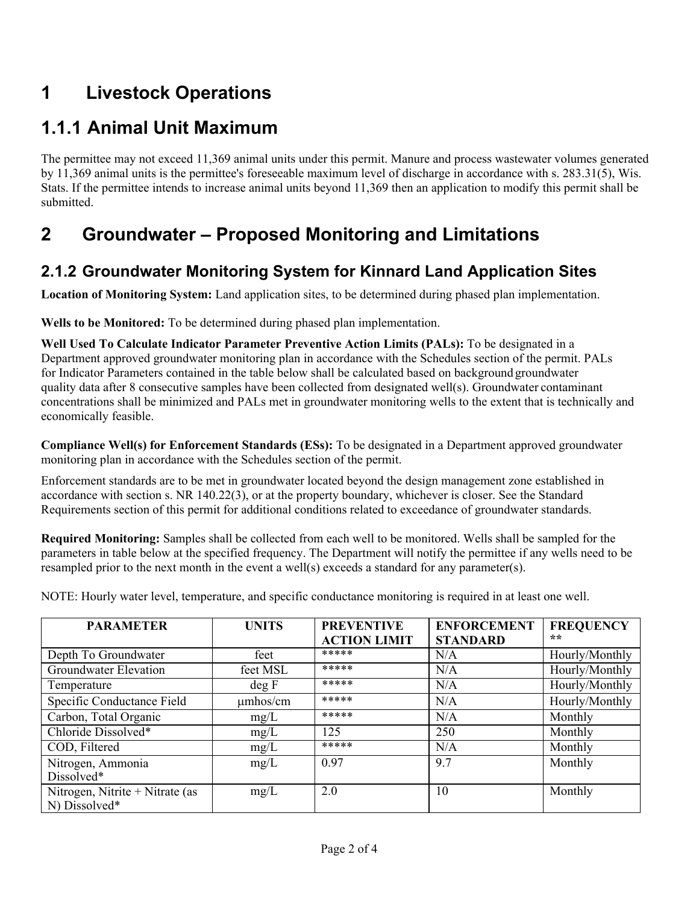# 1 Livestock Operations

## 1.1.1 Animal Unit Maximum

The permittee may not exceed 11,369 animal units under this permit. Manure and process wastewater volumes generated by 11,369 animal units is the permittee's foreseeable maximum level of discharge in accordance with s. 283.31(5), Wis. Stats. If the permittee intends to increase animal units beyond 11,369 then an application to modify this permit shall be submitted.

# 2 Groundwater – Proposed Monitoring and Limitations

## 2.1.2 Groundwater Monitoring System for Kinnard Land Application Sites

**Location of Monitoring System:** Land application sites, to be determined during phased plan implementation.

**Wells to be Monitored:** To be determined during phased plan implementation.

**Well Used To Calculate Indicator Parameter Preventive Action Limits (PALs):** To be designated in a Department approved groundwater monitoring plan in accordance with the Schedules section of the permit. PALs for Indicator Parameters contained in the table below shall be calculated based on background groundwater quality data after 8 consecutive samples have been collected from designated well(s). Groundwater contaminant concentrations shall be minimized and PALs met in groundwater monitoring wells to the extent that is technically and economically feasible.

**Compliance Well(s) for Enforcement Standards (ESs):** To be designated in a Department approved groundwater monitoring plan in accordance with the Schedules section of the permit.

Enforcement standards are to be met in groundwater located beyond the design management zone established in accordance with section s. NR 140.22(3), or at the property boundary, whichever is closer. See the Standard Requirements section of this permit for additional conditions related to exceedance of groundwater standards.

**Required Monitoring:** Samples shall be collected from each well to be monitored. Wells shall be sampled for the parameters in table below at the specified frequency. The Department will notify the permittee if any wells need to be resampled prior to the next month in the event a well(s) exceeds a standard for any parameter(s).

NOTE: Hourly water level, temperature, and specific conductance monitoring is required in at least one well.

| PARAMETER | UNITS | PREVENTIVE ACTION LIMIT | ENFORCEMENT STANDARD | FREQUENCY ** |
|---|---|---|---|---|
| Depth To Groundwater | feet | ***** | N/A | Hourly/Monthly |
| Groundwater Elevation | feet MSL | ***** | N/A | Hourly/Monthly |
| Temperature | deg F | ***** | N/A | Hourly/Monthly |
| Specific Conductance Field | µmhos/cm | ***** | N/A | Hourly/Monthly |
| Carbon, Total Organic | mg/L | ***** | N/A | Monthly |
| Chloride Dissolved* | mg/L | 125 | 250 | Monthly |
| COD, Filtered | mg/L | ***** | N/A | Monthly |
| Nitrogen, Ammonia Dissolved* | mg/L | 0.97 | 9.7 | Monthly |
| Nitrogen, Nitrite + Nitrate (as N) Dissolved* | mg/L | 2.0 | 10 | Monthly |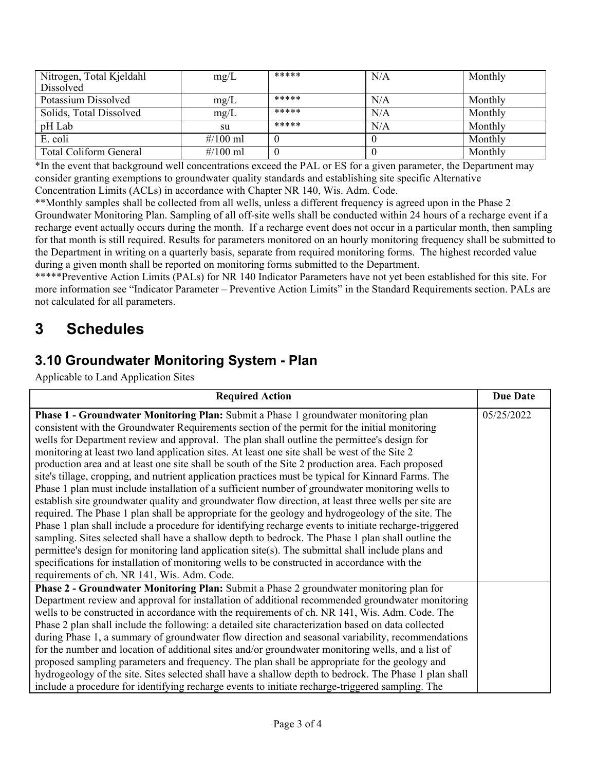| Nitrogen, Total Kjeldahl Dissolved | mg/L | ***** | N/A | Monthly |
|---|---|---|---|---|
| Potassium Dissolved | mg/L | ***** | N/A | Monthly |
| Solids, Total Dissolved | mg/L | ***** | N/A | Monthly |
| pH Lab | su | ***** | N/A | Monthly |
| E. coli | #/100 ml | 0 | 0 | Monthly |
| Total Coliform General | #/100 ml | 0 | 0 | Monthly |

*In the event that background well concentrations exceed the PAL or ES for a given parameter, the Department may consider granting exemptions to groundwater quality standards and establishing site specific Alternative Concentration Limits (ACLs) in accordance with Chapter NR 140, Wis. Adm. Code.

**Monthly samples shall be collected from all wells, unless a different frequency is agreed upon in the Phase 2 Groundwater Monitoring Plan. Sampling of all off-site wells shall be conducted within 24 hours of a recharge event if a recharge event actually occurs during the month. If a recharge event does not occur in a particular month, then sampling for that month is still required. Results for parameters monitored on an hourly monitoring frequency shall be submitted to the Department in writing on a quarterly basis, separate from required monitoring forms. The highest recorded value during a given month shall be reported on monitoring forms submitted to the Department.

*****Preventive Action Limits (PALs) for NR 140 Indicator Parameters have not yet been established for this site. For more information see "Indicator Parameter – Preventive Action Limits" in the Standard Requirements section. PALs are not calculated for all parameters.

# 3 Schedules

## 3.10 Groundwater Monitoring System - Plan

Applicable to Land Application Sites

| Required Action | Due Date |
|---|---|
| **Phase 1 - Groundwater Monitoring Plan:** Submit a Phase 1 groundwater monitoring plan consistent with the Groundwater Requirements section of the permit for the initial monitoring wells for Department review and approval. The plan shall outline the permittee's design for monitoring at least two land application sites. At least one site shall be west of the Site 2 production area and at least one site shall be south of the Site 2 production area. Each proposed site's tillage, cropping, and nutrient application practices must be typical for Kinnard Farms. The Phase 1 plan must include installation of a sufficient number of groundwater monitoring wells to establish site groundwater quality and groundwater flow direction, at least three wells per site are required. The Phase 1 plan shall be appropriate for the geology and hydrogeology of the site. The Phase 1 plan shall include a procedure for identifying recharge events to initiate recharge-triggered sampling. Sites selected shall have a shallow depth to bedrock. The Phase 1 plan shall outline the permittee's design for monitoring land application site(s). The submittal shall include plans and specifications for installation of monitoring wells to be constructed in accordance with the requirements of ch. NR 141, Wis. Adm. Code. | 05/25/2022 |
| **Phase 2 - Groundwater Monitoring Plan:** Submit a Phase 2 groundwater monitoring plan for Department review and approval for installation of additional recommended groundwater monitoring wells to be constructed in accordance with the requirements of ch. NR 141, Wis. Adm. Code. The Phase 2 plan shall include the following: a detailed site characterization based on data collected during Phase 1, a summary of groundwater flow direction and seasonal variability, recommendations for the number and location of additional sites and/or groundwater monitoring wells, and a list of proposed sampling parameters and frequency. The plan shall be appropriate for the geology and hydrogeology of the site. Sites selected shall have a shallow depth to bedrock. The Phase 1 plan shall include a procedure for identifying recharge events to initiate recharge-triggered sampling. The | |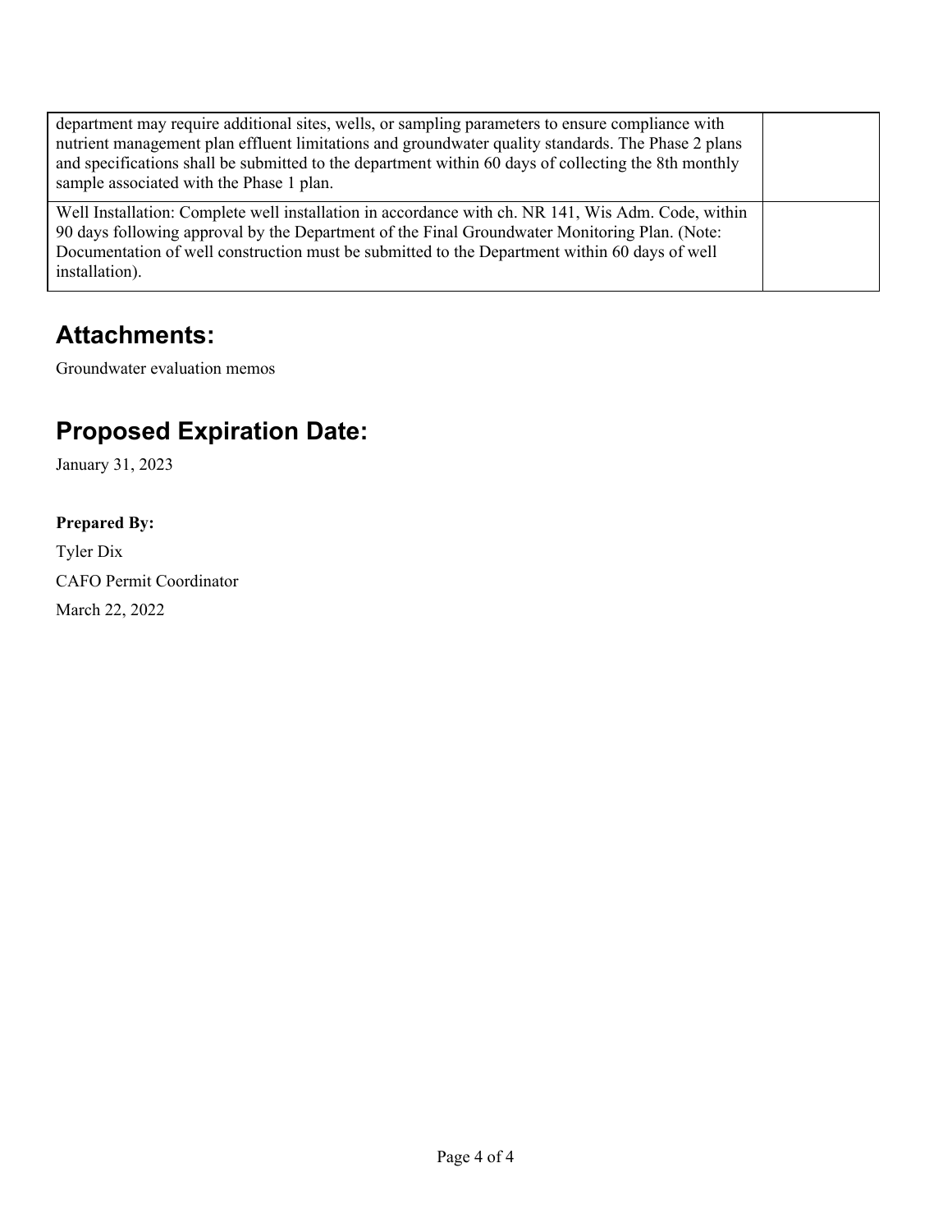| | |
|---|---|
| department may require additional sites, wells, or sampling parameters to ensure compliance with nutrient management plan effluent limitations and groundwater quality standards. The Phase 2 plans and specifications shall be submitted to the department within 60 days of collecting the 8th monthly sample associated with the Phase 1 plan. | |
| Well Installation: Complete well installation in accordance with ch. NR 141, Wis Adm. Code, within 90 days following approval by the Department of the Final Groundwater Monitoring Plan. (Note: Documentation of well construction must be submitted to the Department within 60 days of well installation). | |

## Attachments:

Groundwater evaluation memos

## Proposed Expiration Date:

January 31, 2023

**Prepared By:**

Tyler Dix

CAFO Permit Coordinator

March 22, 2022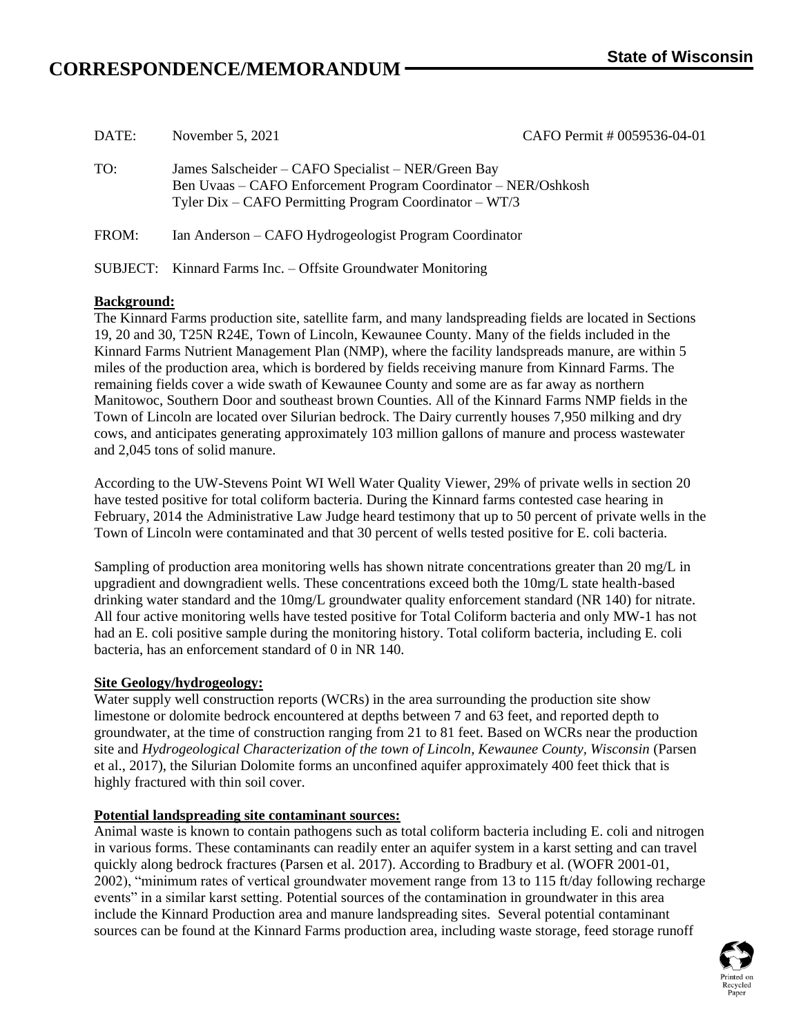# CORRESPONDENCE/MEMORANDUM

**State of Wisconsin**

DATE: November 5, 2021 CAFO Permit # 0059536-04-01

TO: James Salscheider – CAFO Specialist – NER/Green Bay
Ben Uvaas – CAFO Enforcement Program Coordinator – NER/Oshkosh
Tyler Dix – CAFO Permitting Program Coordinator – WT/3

FROM: Ian Anderson – CAFO Hydrogeologist Program Coordinator

SUBJECT: Kinnard Farms Inc. – Offsite Groundwater Monitoring

**Background:**

The Kinnard Farms production site, satellite farm, and many landspreading fields are located in Sections 19, 20 and 30, T25N R24E, Town of Lincoln, Kewaunee County. Many of the fields included in the Kinnard Farms Nutrient Management Plan (NMP), where the facility landspreads manure, are within 5 miles of the production area, which is bordered by fields receiving manure from Kinnard Farms. The remaining fields cover a wide swath of Kewaunee County and some are as far away as northern Manitowoc, Southern Door and southeast brown Counties. All of the Kinnard Farms NMP fields in the Town of Lincoln are located over Silurian bedrock. The Dairy currently houses 7,950 milking and dry cows, and anticipates generating approximately 103 million gallons of manure and process wastewater and 2,045 tons of solid manure.

According to the UW-Stevens Point WI Well Water Quality Viewer, 29% of private wells in section 20 have tested positive for total coliform bacteria. During the Kinnard farms contested case hearing in February, 2014 the Administrative Law Judge heard testimony that up to 50 percent of private wells in the Town of Lincoln were contaminated and that 30 percent of wells tested positive for E. coli bacteria.

Sampling of production area monitoring wells has shown nitrate concentrations greater than 20 mg/L in upgradient and downgradient wells. These concentrations exceed both the 10mg/L state health-based drinking water standard and the 10mg/L groundwater quality enforcement standard (NR 140) for nitrate. All four active monitoring wells have tested positive for Total Coliform bacteria and only MW-1 has not had an E. coli positive sample during the monitoring history. Total coliform bacteria, including E. coli bacteria, has an enforcement standard of 0 in NR 140.

**Site Geology/hydrogeology:**

Water supply well construction reports (WCRs) in the area surrounding the production site show limestone or dolomite bedrock encountered at depths between 7 and 63 feet, and reported depth to groundwater, at the time of construction ranging from 21 to 81 feet. Based on WCRs near the production site and *Hydrogeological Characterization of the town of Lincoln, Kewaunee County, Wisconsin* (Parsen et al., 2017), the Silurian Dolomite forms an unconfined aquifer approximately 400 feet thick that is highly fractured with thin soil cover.

**Potential landspreading site contaminant sources:**

Animal waste is known to contain pathogens such as total coliform bacteria including E. coli and nitrogen in various forms. These contaminants can readily enter an aquifer system in a karst setting and can travel quickly along bedrock fractures (Parsen et al. 2017). According to Bradbury et al. (WOFR 2001-01, 2002), "minimum rates of vertical groundwater movement range from 13 to 115 ft/day following recharge events" in a similar karst setting. Potential sources of the contamination in groundwater in this area include the Kinnard Production area and manure landspreading sites. Several potential contaminant sources can be found at the Kinnard Farms production area, including waste storage, feed storage runoff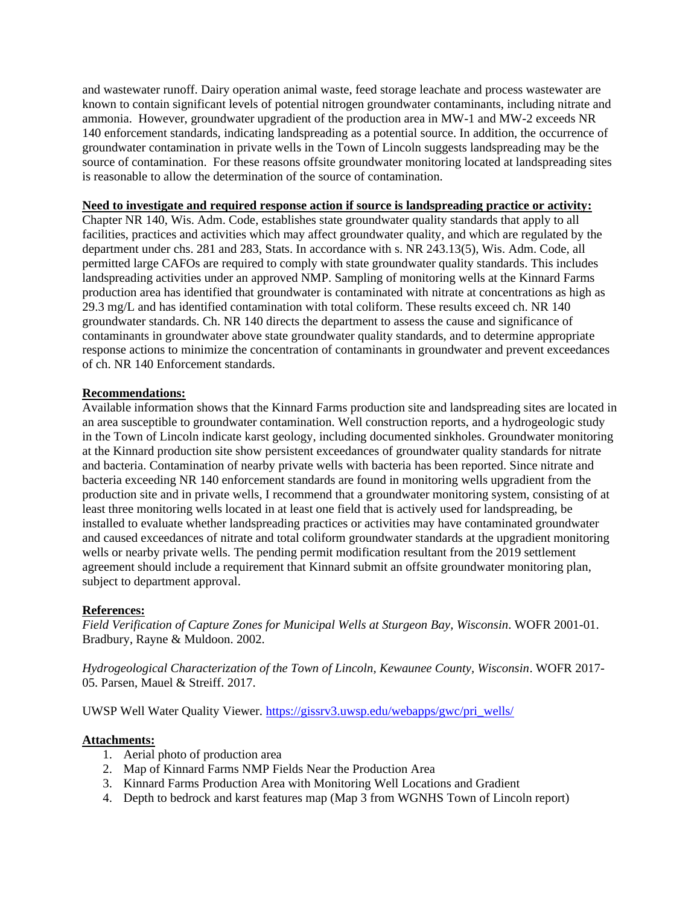and wastewater runoff. Dairy operation animal waste, feed storage leachate and process wastewater are known to contain significant levels of potential nitrogen groundwater contaminants, including nitrate and ammonia. However, groundwater upgradient of the production area in MW-1 and MW-2 exceeds NR 140 enforcement standards, indicating landspreading as a potential source. In addition, the occurrence of groundwater contamination in private wells in the Town of Lincoln suggests landspreading may be the source of contamination. For these reasons offsite groundwater monitoring located at landspreading sites is reasonable to allow the determination of the source of contamination.

**Need to investigate and required response action if source is landspreading practice or activity:**

Chapter NR 140, Wis. Adm. Code, establishes state groundwater quality standards that apply to all facilities, practices and activities which may affect groundwater quality, and which are regulated by the department under chs. 281 and 283, Stats. In accordance with s. NR 243.13(5), Wis. Adm. Code, all permitted large CAFOs are required to comply with state groundwater quality standards. This includes landspreading activities under an approved NMP. Sampling of monitoring wells at the Kinnard Farms production area has identified that groundwater is contaminated with nitrate at concentrations as high as 29.3 mg/L and has identified contamination with total coliform. These results exceed ch. NR 140 groundwater standards. Ch. NR 140 directs the department to assess the cause and significance of contaminants in groundwater above state groundwater quality standards, and to determine appropriate response actions to minimize the concentration of contaminants in groundwater and prevent exceedances of ch. NR 140 Enforcement standards.

**Recommendations:**

Available information shows that the Kinnard Farms production site and landspreading sites are located in an area susceptible to groundwater contamination. Well construction reports, and a hydrogeologic study in the Town of Lincoln indicate karst geology, including documented sinkholes. Groundwater monitoring at the Kinnard production site show persistent exceedances of groundwater quality standards for nitrate and bacteria. Contamination of nearby private wells with bacteria has been reported. Since nitrate and bacteria exceeding NR 140 enforcement standards are found in monitoring wells upgradient from the production site and in private wells, I recommend that a groundwater monitoring system, consisting of at least three monitoring wells located in at least one field that is actively used for landspreading, be installed to evaluate whether landspreading practices or activities may have contaminated groundwater and caused exceedances of nitrate and total coliform groundwater standards at the upgradient monitoring wells or nearby private wells. The pending permit modification resultant from the 2019 settlement agreement should include a requirement that Kinnard submit an offsite groundwater monitoring plan, subject to department approval.

**References:**

*Field Verification of Capture Zones for Municipal Wells at Sturgeon Bay, Wisconsin*. WOFR 2001-01. Bradbury, Rayne & Muldoon. 2002.

*Hydrogeological Characterization of the Town of Lincoln, Kewaunee County, Wisconsin*. WOFR 2017-05. Parsen, Mauel & Streiff. 2017.

UWSP Well Water Quality Viewer. https://gissrv3.uwsp.edu/webapps/gwc/pri_wells/

**Attachments:**

1. Aerial photo of production area
2. Map of Kinnard Farms NMP Fields Near the Production Area
3. Kinnard Farms Production Area with Monitoring Well Locations and Gradient
4. Depth to bedrock and karst features map (Map 3 from WGNHS Town of Lincoln report)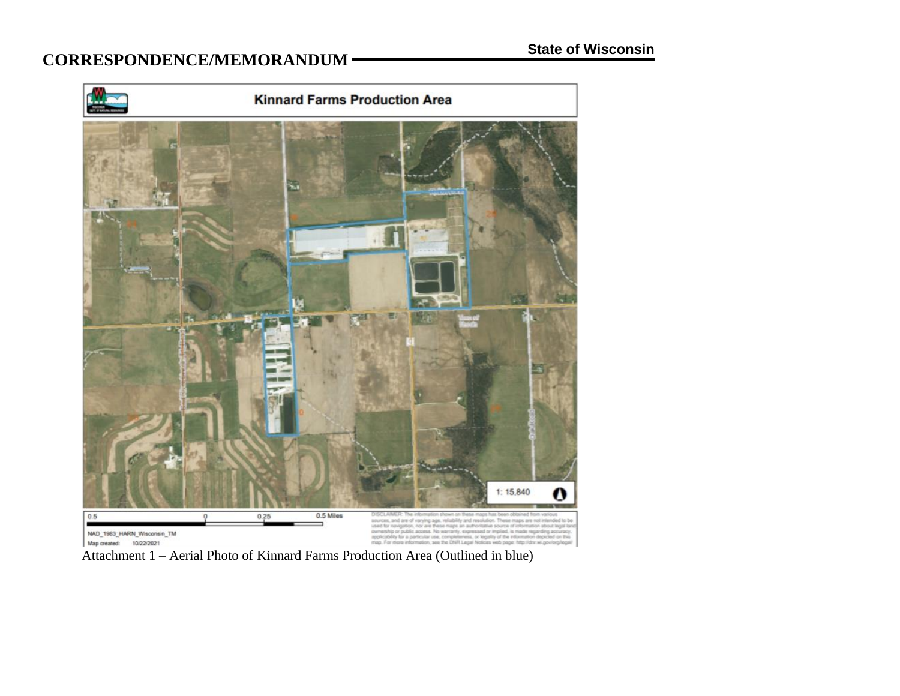Attachment 1 – Aerial Photo of Kinnard Farms Production Area (Outlined in blue)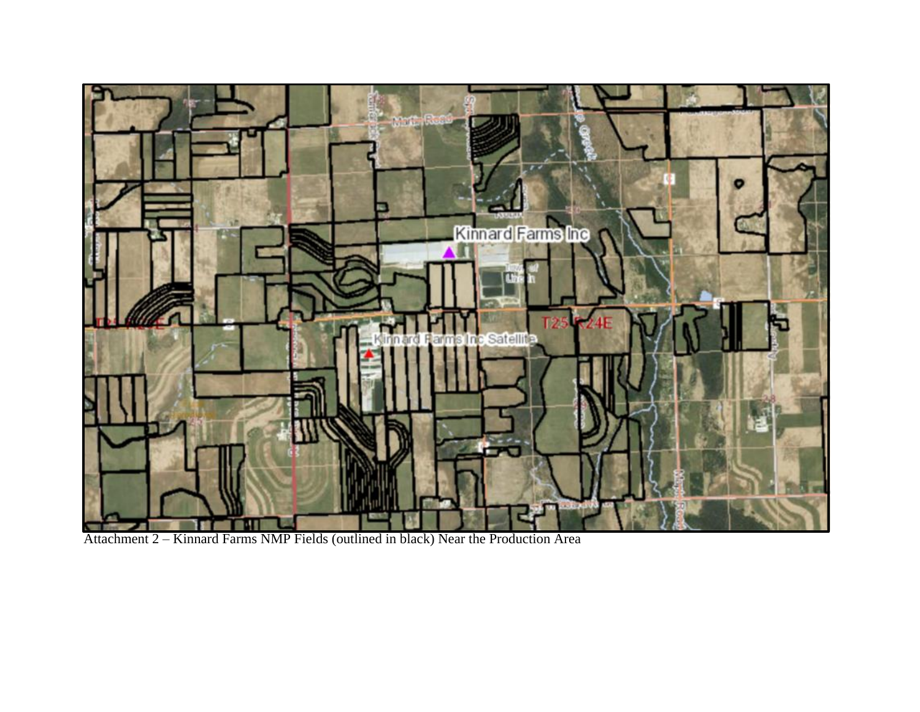Attachment 2 – Kinnard Farms NMP Fields (outlined in black) Near the Production Area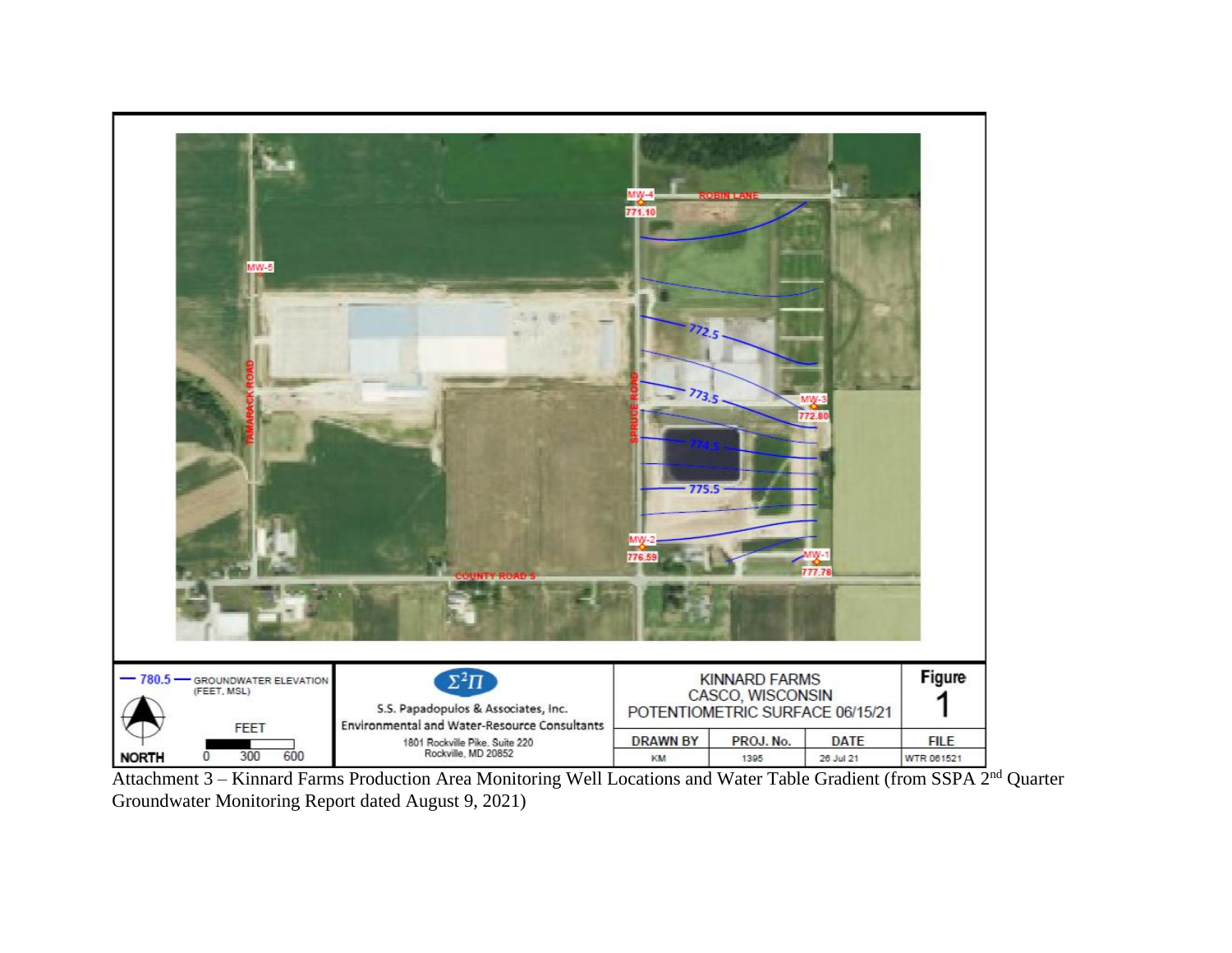MW-4
771.10

ROBIN LANE

MW-5

772.5

TAMARACK ROAD

SPRUCE ROAD

773.5

MW-3
772.80

774.5

775.5

MW-2
776.59

MW-1
777.76

COUNTY ROAD S

| — 780.5 — GROUNDWATER ELEVATION (FEET, MSL) | S.S. Papadopulos & Associates, Inc. Environmental and Water-Resource Consultants | KINNARD FARMS CASCO, WISCONSIN POTENTIOMETRIC SURFACE 06/15/21 | | | Figure 1 |
|---|---|---|---|---|---|
| NORTH  FEET 0 300 600 | 1801 Rockville Pike, Suite 220 Rockville, MD 20852 | DRAWN BY | PROJ. No. | DATE | FILE |
| | | KM | 1395 | 26 Jul 21 | WTR 061521 |

Attachment 3 – Kinnard Farms Production Area Monitoring Well Locations and Water Table Gradient (from SSPA 2nd Quarter Groundwater Monitoring Report dated August 9, 2021)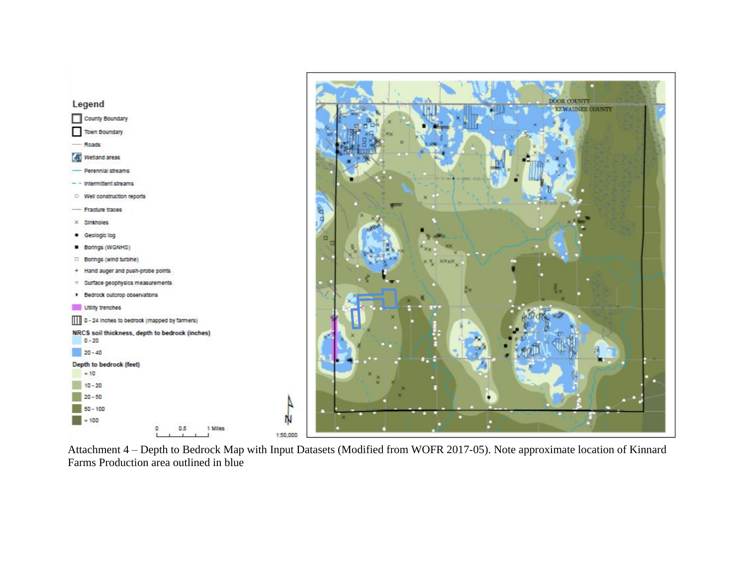Attachment 4 – Depth to Bedrock Map with Input Datasets (Modified from WOFR 2017-05). Note approximate location of Kinnard Farms Production area outlined in blue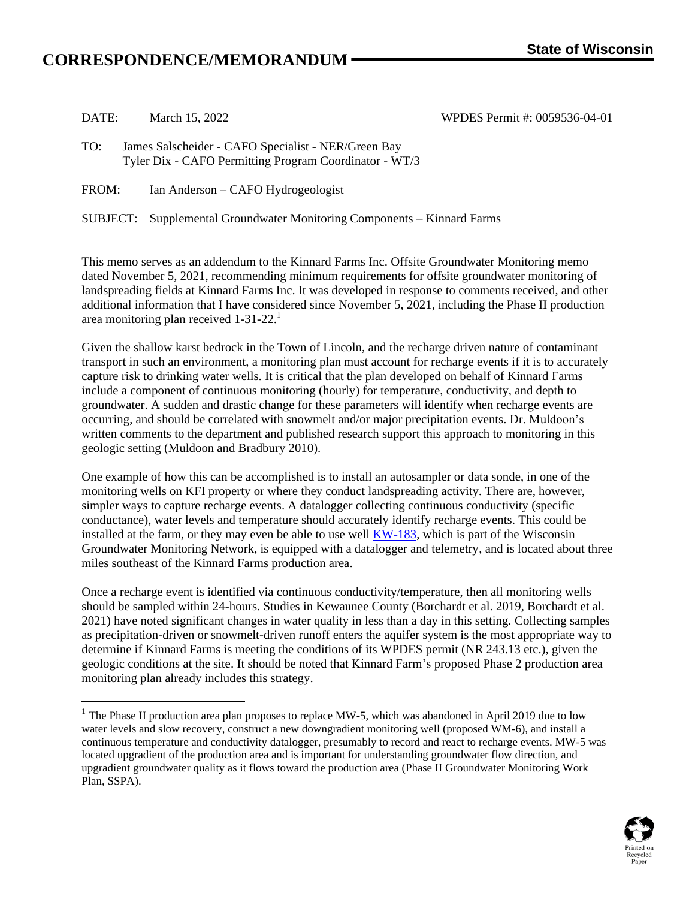# CORRESPONDENCE/MEMORANDUM

**State of Wisconsin**

DATE: March 15, 2022 WPDES Permit #: 0059536-04-01

TO: James Salscheider - CAFO Specialist - NER/Green Bay
Tyler Dix - CAFO Permitting Program Coordinator - WT/3

FROM: Ian Anderson – CAFO Hydrogeologist

SUBJECT: Supplemental Groundwater Monitoring Components – Kinnard Farms

This memo serves as an addendum to the Kinnard Farms Inc. Offsite Groundwater Monitoring memo dated November 5, 2021, recommending minimum requirements for offsite groundwater monitoring of landspreading fields at Kinnard Farms Inc. It was developed in response to comments received, and other additional information that I have considered since November 5, 2021, including the Phase II production area monitoring plan received 1-31-22.[1]

Given the shallow karst bedrock in the Town of Lincoln, and the recharge driven nature of contaminant transport in such an environment, a monitoring plan must account for recharge events if it is to accurately capture risk to drinking water wells. It is critical that the plan developed on behalf of Kinnard Farms include a component of continuous monitoring (hourly) for temperature, conductivity, and depth to groundwater. A sudden and drastic change for these parameters will identify when recharge events are occurring, and should be correlated with snowmelt and/or major precipitation events. Dr. Muldoon's written comments to the department and published research support this approach to monitoring in this geologic setting (Muldoon and Bradbury 2010).

One example of how this can be accomplished is to install an autosampler or data sonde, in one of the monitoring wells on KFI property or where they conduct landspreading activity. There are, however, simpler ways to capture recharge events. A datalogger collecting continuous conductivity (specific conductance), water levels and temperature should accurately identify recharge events. This could be installed at the farm, or they may even be able to use well KW-183, which is part of the Wisconsin Groundwater Monitoring Network, is equipped with a datalogger and telemetry, and is located about three miles southeast of the Kinnard Farms production area.

Once a recharge event is identified via continuous conductivity/temperature, then all monitoring wells should be sampled within 24-hours. Studies in Kewaunee County (Borchardt et al. 2019, Borchardt et al. 2021) have noted significant changes in water quality in less than a day in this setting. Collecting samples as precipitation-driven or snowmelt-driven runoff enters the aquifer system is the most appropriate way to determine if Kinnard Farms is meeting the conditions of its WPDES permit (NR 243.13 etc.), given the geologic conditions at the site. It should be noted that Kinnard Farm's proposed Phase 2 production area monitoring plan already includes this strategy.

---

[1] The Phase II production area plan proposes to replace MW-5, which was abandoned in April 2019 due to low water levels and slow recovery, construct a new downgradient monitoring well (proposed WM-6), and install a continuous temperature and conductivity datalogger, presumably to record and react to recharge events. MW-5 was located upgradient of the production area and is important for understanding groundwater flow direction, and upgradient groundwater quality as it flows toward the production area (Phase II Groundwater Monitoring Work Plan, SSPA).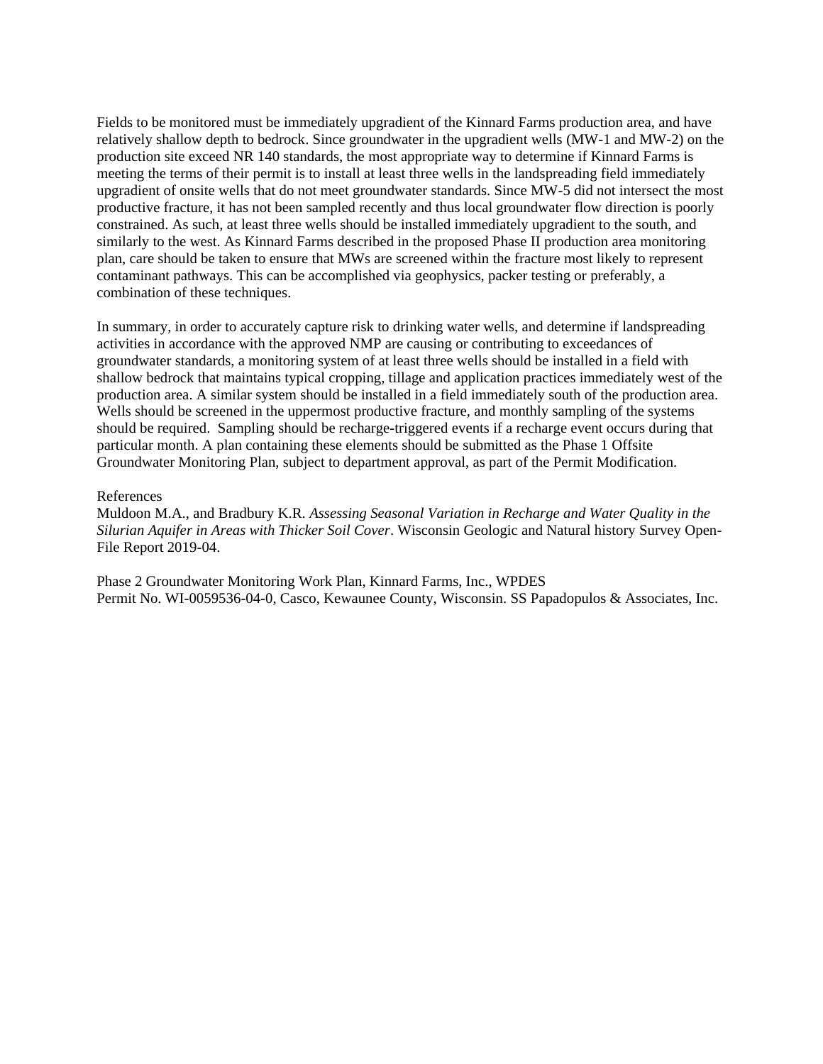Fields to be monitored must be immediately upgradient of the Kinnard Farms production area, and have relatively shallow depth to bedrock. Since groundwater in the upgradient wells (MW-1 and MW-2) on the production site exceed NR 140 standards, the most appropriate way to determine if Kinnard Farms is meeting the terms of their permit is to install at least three wells in the landspreading field immediately upgradient of onsite wells that do not meet groundwater standards. Since MW-5 did not intersect the most productive fracture, it has not been sampled recently and thus local groundwater flow direction is poorly constrained. As such, at least three wells should be installed immediately upgradient to the south, and similarly to the west. As Kinnard Farms described in the proposed Phase II production area monitoring plan, care should be taken to ensure that MWs are screened within the fracture most likely to represent contaminant pathways. This can be accomplished via geophysics, packer testing or preferably, a combination of these techniques.

In summary, in order to accurately capture risk to drinking water wells, and determine if landspreading activities in accordance with the approved NMP are causing or contributing to exceedances of groundwater standards, a monitoring system of at least three wells should be installed in a field with shallow bedrock that maintains typical cropping, tillage and application practices immediately west of the production area. A similar system should be installed in a field immediately south of the production area. Wells should be screened in the uppermost productive fracture, and monthly sampling of the systems should be required. Sampling should be recharge-triggered events if a recharge event occurs during that particular month. A plan containing these elements should be submitted as the Phase 1 Offsite Groundwater Monitoring Plan, subject to department approval, as part of the Permit Modification.

References

Muldoon M.A., and Bradbury K.R. *Assessing Seasonal Variation in Recharge and Water Quality in the Silurian Aquifer in Areas with Thicker Soil Cover*. Wisconsin Geologic and Natural history Survey Open-File Report 2019-04.

Phase 2 Groundwater Monitoring Work Plan, Kinnard Farms, Inc., WPDES Permit No. WI-0059536-04-0, Casco, Kewaunee County, Wisconsin. SS Papadopulos & Associates, Inc.